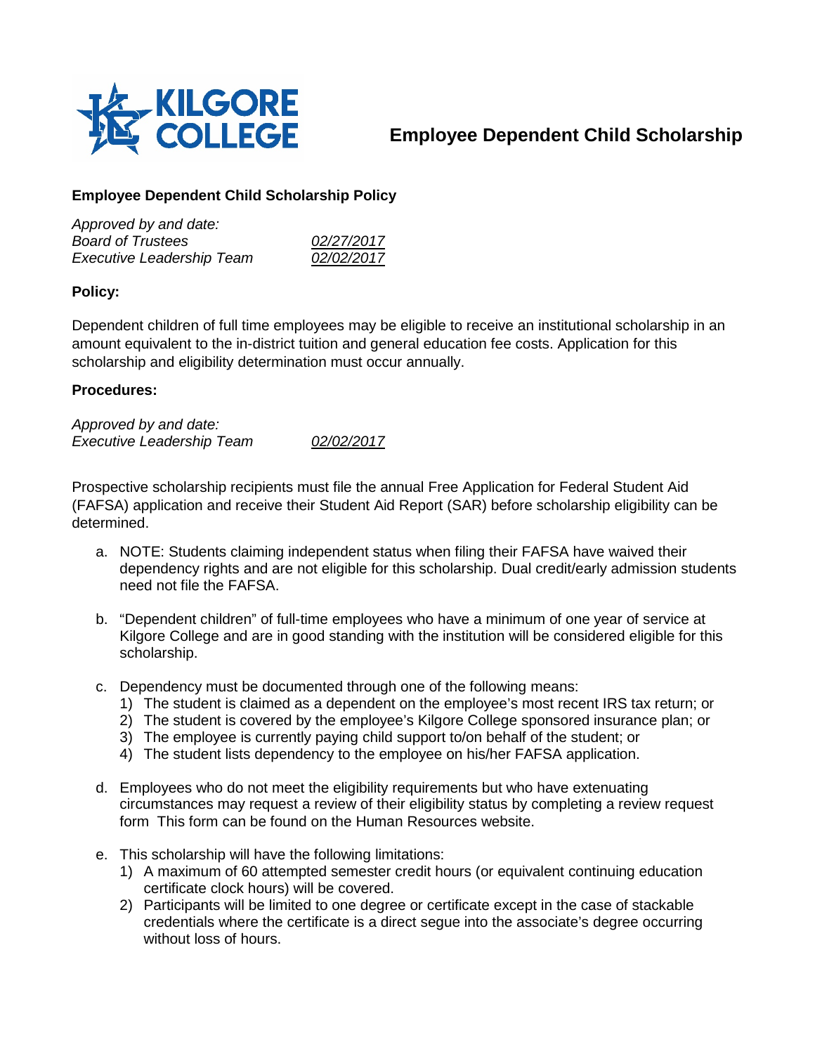# Employee Dependent Child Scholarship

## Employee Dependent Child Scholarship Policy

*Approved by and date:*
*Board of Trustees* *02/27/2017*
*Executive Leadership Team* *02/02/2017*

### Policy:

Dependent children of full time employees may be eligible to receive an institutional scholarship in an amount equivalent to the in-district tuition and general education fee costs. Application for this scholarship and eligibility determination must occur annually.

### Procedures:

*Approved by and date:*
*Executive Leadership Team* *02/02/2017*

Prospective scholarship recipients must file the annual Free Application for Federal Student Aid (FAFSA) application and receive their Student Aid Report (SAR) before scholarship eligibility can be determined.

a. NOTE: Students claiming independent status when filing their FAFSA have waived their dependency rights and are not eligible for this scholarship. Dual credit/early admission students need not file the FAFSA.

b. "Dependent children" of full-time employees who have a minimum of one year of service at Kilgore College and are in good standing with the institution will be considered eligible for this scholarship.

c. Dependency must be documented through one of the following means:
   1) The student is claimed as a dependent on the employee's most recent IRS tax return; or
   2) The student is covered by the employee's Kilgore College sponsored insurance plan; or
   3) The employee is currently paying child support to/on behalf of the student; or
   4) The student lists dependency to the employee on his/her FAFSA application.

d. Employees who do not meet the eligibility requirements but who have extenuating circumstances may request a review of their eligibility status by completing a review request form This form can be found on the Human Resources website.

e. This scholarship will have the following limitations:
   1) A maximum of 60 attempted semester credit hours (or equivalent continuing education certificate clock hours) will be covered.
   2) Participants will be limited to one degree or certificate except in the case of stackable credentials where the certificate is a direct segue into the associate's degree occurring without loss of hours.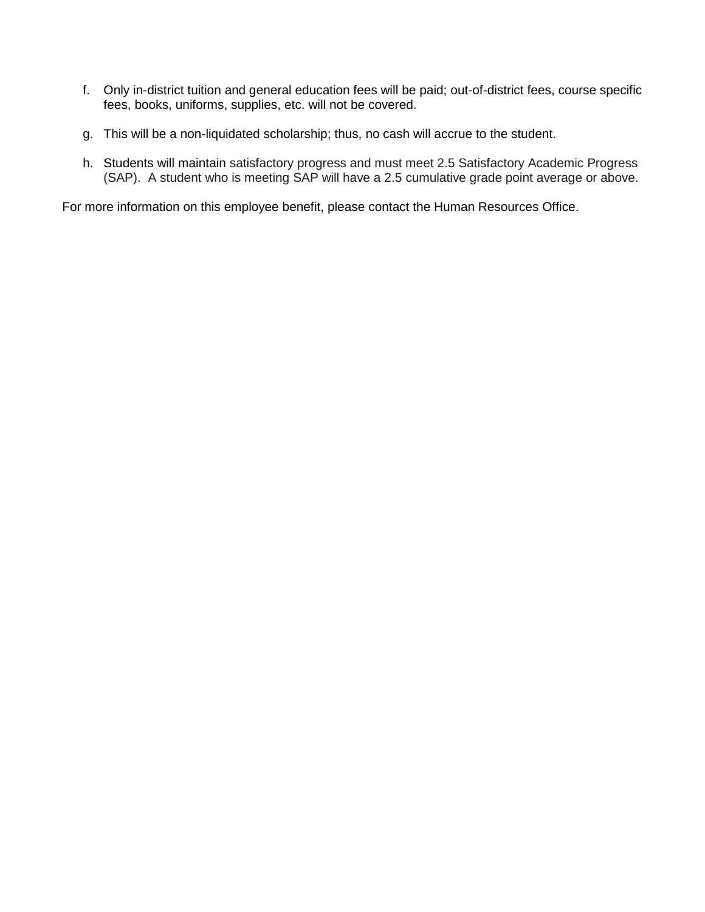f. Only in-district tuition and general education fees will be paid; out-of-district fees, course specific fees, books, uniforms, supplies, etc. will not be covered.

g. This will be a non-liquidated scholarship; thus, no cash will accrue to the student.

h. Students will maintain satisfactory progress and must meet 2.5 Satisfactory Academic Progress (SAP). A student who is meeting SAP will have a 2.5 cumulative grade point average or above.

For more information on this employee benefit, please contact the Human Resources Office.